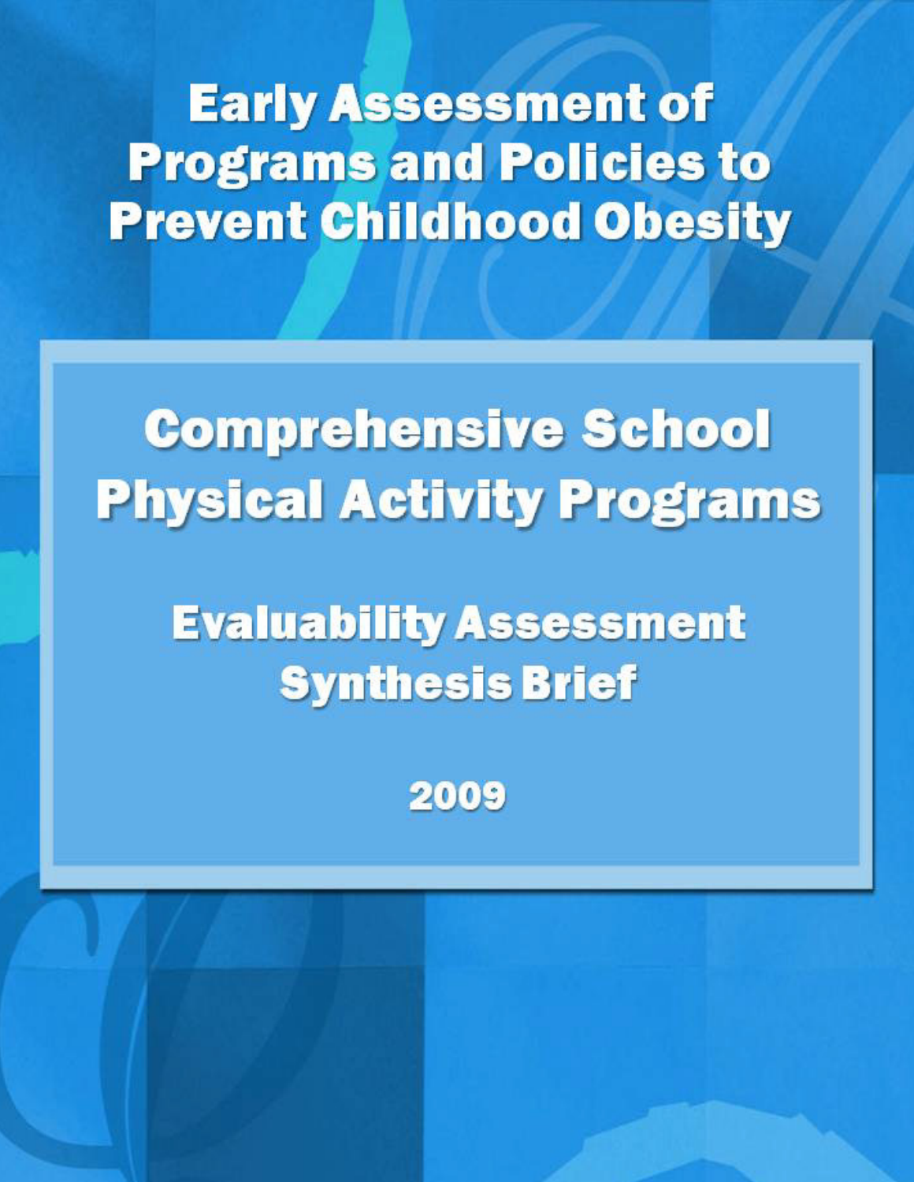# Early Assessment of Programs and Policies to Prevent Childhood Obesity

## Comprehensive School Physical Activity Programs

### Evaluability Assessment Synthesis Brief

2009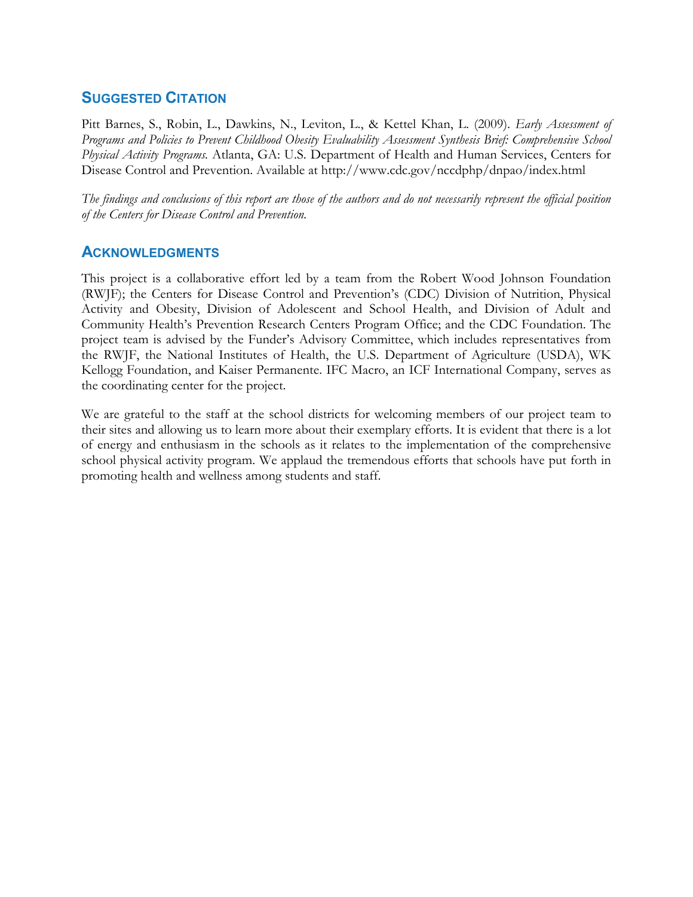## Suggested Citation

Pitt Barnes, S., Robin, L., Dawkins, N., Leviton, L., & Kettel Khan, L. (2009). *Early Assessment of Programs and Policies to Prevent Childhood Obesity Evaluability Assessment Synthesis Brief: Comprehensive School Physical Activity Programs.* Atlanta, GA: U.S. Department of Health and Human Services, Centers for Disease Control and Prevention. Available at http://www.cdc.gov/nccdphp/dnpao/index.html

*The findings and conclusions of this report are those of the authors and do not necessarily represent the official position of the Centers for Disease Control and Prevention.*

## Acknowledgments

This project is a collaborative effort led by a team from the Robert Wood Johnson Foundation (RWJF); the Centers for Disease Control and Prevention's (CDC) Division of Nutrition, Physical Activity and Obesity, Division of Adolescent and School Health, and Division of Adult and Community Health's Prevention Research Centers Program Office; and the CDC Foundation. The project team is advised by the Funder's Advisory Committee, which includes representatives from the RWJF, the National Institutes of Health, the U.S. Department of Agriculture (USDA), WK Kellogg Foundation, and Kaiser Permanente. IFC Macro, an ICF International Company, serves as the coordinating center for the project.

We are grateful to the staff at the school districts for welcoming members of our project team to their sites and allowing us to learn more about their exemplary efforts. It is evident that there is a lot of energy and enthusiasm in the schools as it relates to the implementation of the comprehensive school physical activity program. We applaud the tremendous efforts that schools have put forth in promoting health and wellness among students and staff.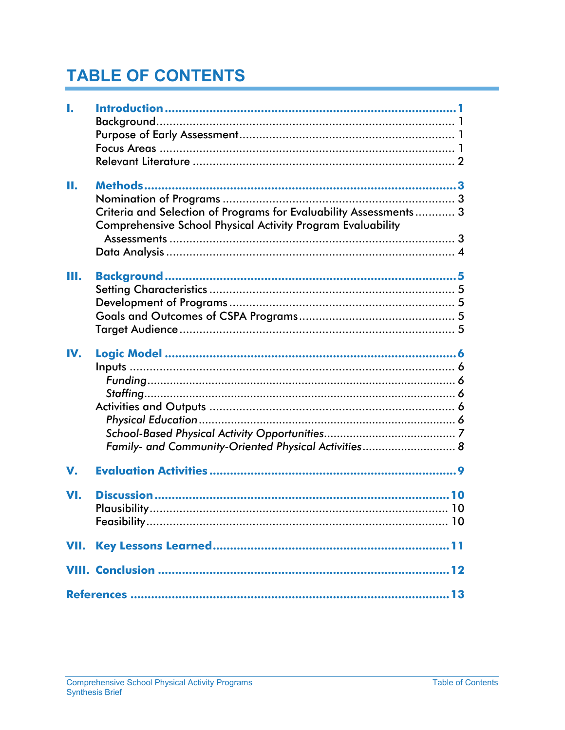# TABLE OF CONTENTS

**I. Introduction** ........................................ **1**
- Background ........................................ 1
- Purpose of Early Assessment ........................................ 1
- Focus Areas ........................................ 1
- Relevant Literature ........................................ 2

**II. Methods** ........................................ **3**
- Nomination of Programs ........................................ 3
- Criteria and Selection of Programs for Evaluability Assessments ........................................ 3
- Comprehensive School Physical Activity Program Evaluability Assessments ........................................ 3
- Data Analysis ........................................ 4

**III. Background** ........................................ **5**
- Setting Characteristics ........................................ 5
- Development of Programs ........................................ 5
- Goals and Outcomes of CSPA Programs ........................................ 5
- Target Audience ........................................ 5

**IV. Logic Model** ........................................ **6**
- Inputs ........................................ 6
  - *Funding* ........................................ *6*
  - *Staffing* ........................................ *6*
- Activities and Outputs ........................................ 6
  - *Physical Education* ........................................ *6*
  - *School-Based Physical Activity Opportunities* ........................................ *7*
  - *Family- and Community-Oriented Physical Activities* ........................................ *8*

**V. Evaluation Activities** ........................................ **9**

**VI. Discussion** ........................................ **10**
- Plausibility ........................................ 10
- Feasibility ........................................ 10

**VII. Key Lessons Learned** ........................................ **11**

**VIII. Conclusion** ........................................ **12**

**References** ........................................ **13**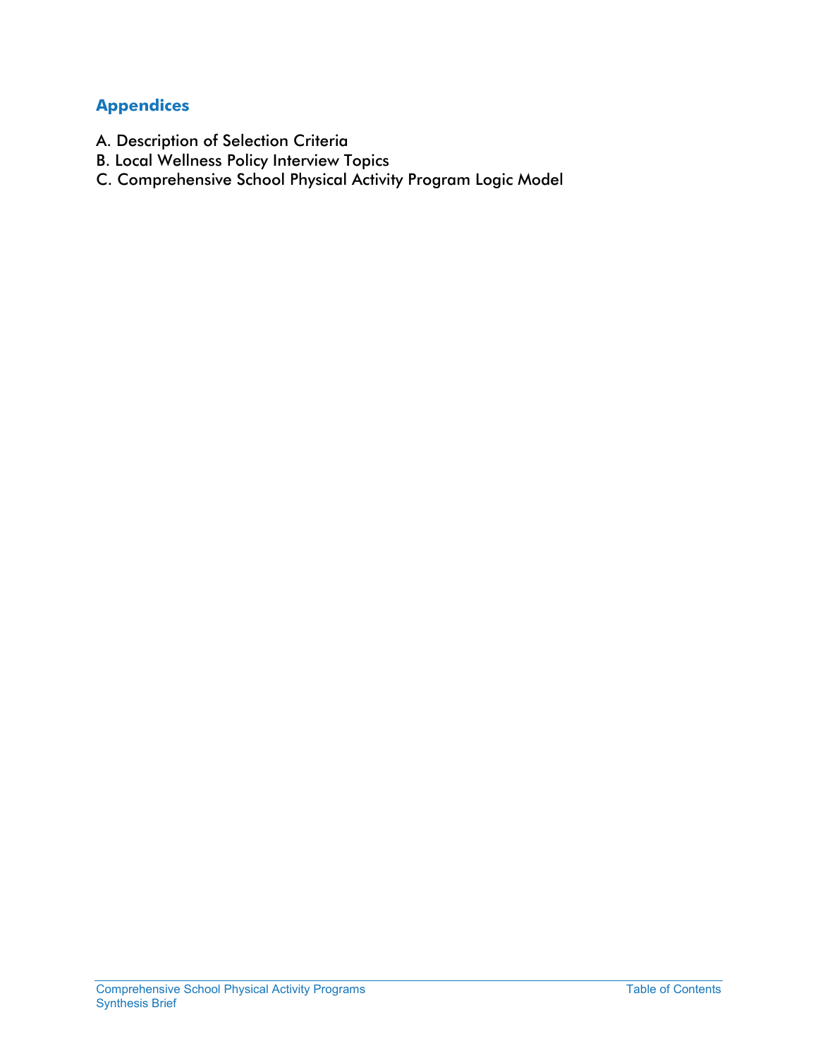## Appendices

A. Description of Selection Criteria
B. Local Wellness Policy Interview Topics
C. Comprehensive School Physical Activity Program Logic Model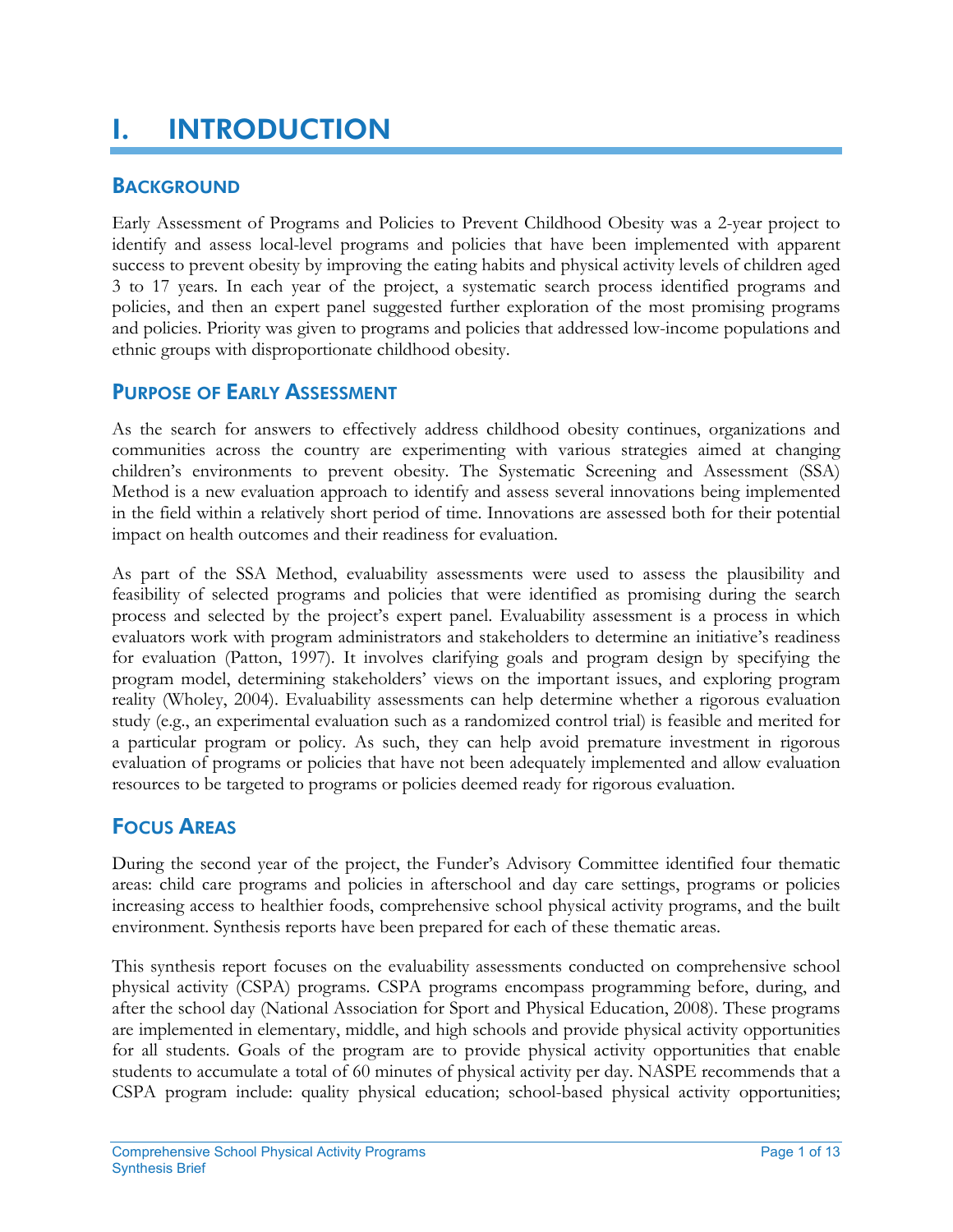# I. INTRODUCTION

## BACKGROUND

Early Assessment of Programs and Policies to Prevent Childhood Obesity was a 2-year project to identify and assess local-level programs and policies that have been implemented with apparent success to prevent obesity by improving the eating habits and physical activity levels of children aged 3 to 17 years. In each year of the project, a systematic search process identified programs and policies, and then an expert panel suggested further exploration of the most promising programs and policies. Priority was given to programs and policies that addressed low-income populations and ethnic groups with disproportionate childhood obesity.

## PURPOSE OF EARLY ASSESSMENT

As the search for answers to effectively address childhood obesity continues, organizations and communities across the country are experimenting with various strategies aimed at changing children's environments to prevent obesity. The Systematic Screening and Assessment (SSA) Method is a new evaluation approach to identify and assess several innovations being implemented in the field within a relatively short period of time. Innovations are assessed both for their potential impact on health outcomes and their readiness for evaluation.

As part of the SSA Method, evaluability assessments were used to assess the plausibility and feasibility of selected programs and policies that were identified as promising during the search process and selected by the project's expert panel. Evaluability assessment is a process in which evaluators work with program administrators and stakeholders to determine an initiative's readiness for evaluation (Patton, 1997). It involves clarifying goals and program design by specifying the program model, determining stakeholders' views on the important issues, and exploring program reality (Wholey, 2004). Evaluability assessments can help determine whether a rigorous evaluation study (e.g., an experimental evaluation such as a randomized control trial) is feasible and merited for a particular program or policy. As such, they can help avoid premature investment in rigorous evaluation of programs or policies that have not been adequately implemented and allow evaluation resources to be targeted to programs or policies deemed ready for rigorous evaluation.

## FOCUS AREAS

During the second year of the project, the Funder's Advisory Committee identified four thematic areas: child care programs and policies in afterschool and day care settings, programs or policies increasing access to healthier foods, comprehensive school physical activity programs, and the built environment. Synthesis reports have been prepared for each of these thematic areas.

This synthesis report focuses on the evaluability assessments conducted on comprehensive school physical activity (CSPA) programs. CSPA programs encompass programming before, during, and after the school day (National Association for Sport and Physical Education, 2008). These programs are implemented in elementary, middle, and high schools and provide physical activity opportunities for all students. Goals of the program are to provide physical activity opportunities that enable students to accumulate a total of 60 minutes of physical activity per day. NASPE recommends that a CSPA program include: quality physical education; school-based physical activity opportunities;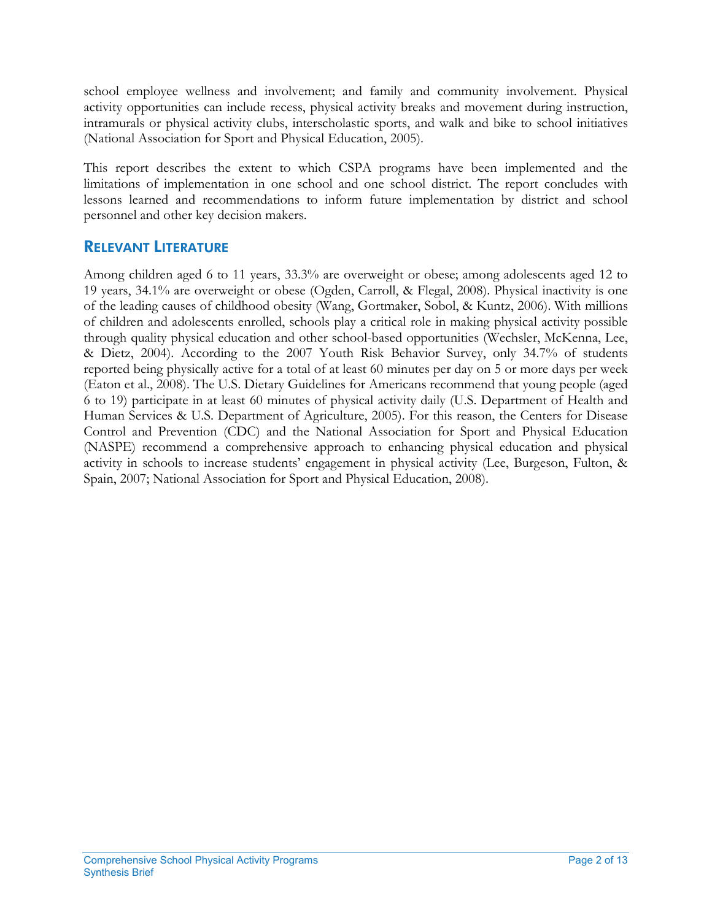school employee wellness and involvement; and family and community involvement. Physical activity opportunities can include recess, physical activity breaks and movement during instruction, intramurals or physical activity clubs, interscholastic sports, and walk and bike to school initiatives (National Association for Sport and Physical Education, 2005).

This report describes the extent to which CSPA programs have been implemented and the limitations of implementation in one school and one school district. The report concludes with lessons learned and recommendations to inform future implementation by district and school personnel and other key decision makers.

## Relevant Literature

Among children aged 6 to 11 years, 33.3% are overweight or obese; among adolescents aged 12 to 19 years, 34.1% are overweight or obese (Ogden, Carroll, & Flegal, 2008). Physical inactivity is one of the leading causes of childhood obesity (Wang, Gortmaker, Sobol, & Kuntz, 2006). With millions of children and adolescents enrolled, schools play a critical role in making physical activity possible through quality physical education and other school-based opportunities (Wechsler, McKenna, Lee, & Dietz, 2004). According to the 2007 Youth Risk Behavior Survey, only 34.7% of students reported being physically active for a total of at least 60 minutes per day on 5 or more days per week (Eaton et al., 2008). The U.S. Dietary Guidelines for Americans recommend that young people (aged 6 to 19) participate in at least 60 minutes of physical activity daily (U.S. Department of Health and Human Services & U.S. Department of Agriculture, 2005). For this reason, the Centers for Disease Control and Prevention (CDC) and the National Association for Sport and Physical Education (NASPE) recommend a comprehensive approach to enhancing physical education and physical activity in schools to increase students' engagement in physical activity (Lee, Burgeson, Fulton, & Spain, 2007; National Association for Sport and Physical Education, 2008).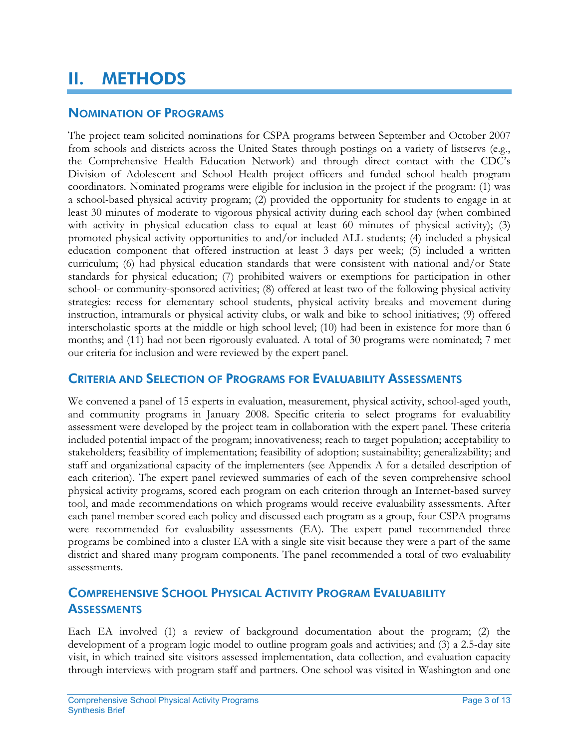# II. METHODS

## NOMINATION OF PROGRAMS

The project team solicited nominations for CSPA programs between September and October 2007 from schools and districts across the United States through postings on a variety of listservs (e.g., the Comprehensive Health Education Network) and through direct contact with the CDC's Division of Adolescent and School Health project officers and funded school health program coordinators. Nominated programs were eligible for inclusion in the project if the program: (1) was a school-based physical activity program; (2) provided the opportunity for students to engage in at least 30 minutes of moderate to vigorous physical activity during each school day (when combined with activity in physical education class to equal at least 60 minutes of physical activity); (3) promoted physical activity opportunities to and/or included ALL students; (4) included a physical education component that offered instruction at least 3 days per week; (5) included a written curriculum; (6) had physical education standards that were consistent with national and/or State standards for physical education; (7) prohibited waivers or exemptions for participation in other school- or community-sponsored activities; (8) offered at least two of the following physical activity strategies: recess for elementary school students, physical activity breaks and movement during instruction, intramurals or physical activity clubs, or walk and bike to school initiatives; (9) offered interscholastic sports at the middle or high school level; (10) had been in existence for more than 6 months; and (11) had not been rigorously evaluated. A total of 30 programs were nominated; 7 met our criteria for inclusion and were reviewed by the expert panel.

## CRITERIA AND SELECTION OF PROGRAMS FOR EVALUABILITY ASSESSMENTS

We convened a panel of 15 experts in evaluation, measurement, physical activity, school-aged youth, and community programs in January 2008. Specific criteria to select programs for evaluability assessment were developed by the project team in collaboration with the expert panel. These criteria included potential impact of the program; innovativeness; reach to target population; acceptability to stakeholders; feasibility of implementation; feasibility of adoption; sustainability; generalizability; and staff and organizational capacity of the implementers (see Appendix A for a detailed description of each criterion). The expert panel reviewed summaries of each of the seven comprehensive school physical activity programs, scored each program on each criterion through an Internet-based survey tool, and made recommendations on which programs would receive evaluability assessments. After each panel member scored each policy and discussed each program as a group, four CSPA programs were recommended for evaluability assessments (EA). The expert panel recommended three programs be combined into a cluster EA with a single site visit because they were a part of the same district and shared many program components. The panel recommended a total of two evaluability assessments.

## COMPREHENSIVE SCHOOL PHYSICAL ACTIVITY PROGRAM EVALUABILITY ASSESSMENTS

Each EA involved (1) a review of background documentation about the program; (2) the development of a program logic model to outline program goals and activities; and (3) a 2.5-day site visit, in which trained site visitors assessed implementation, data collection, and evaluation capacity through interviews with program staff and partners. One school was visited in Washington and one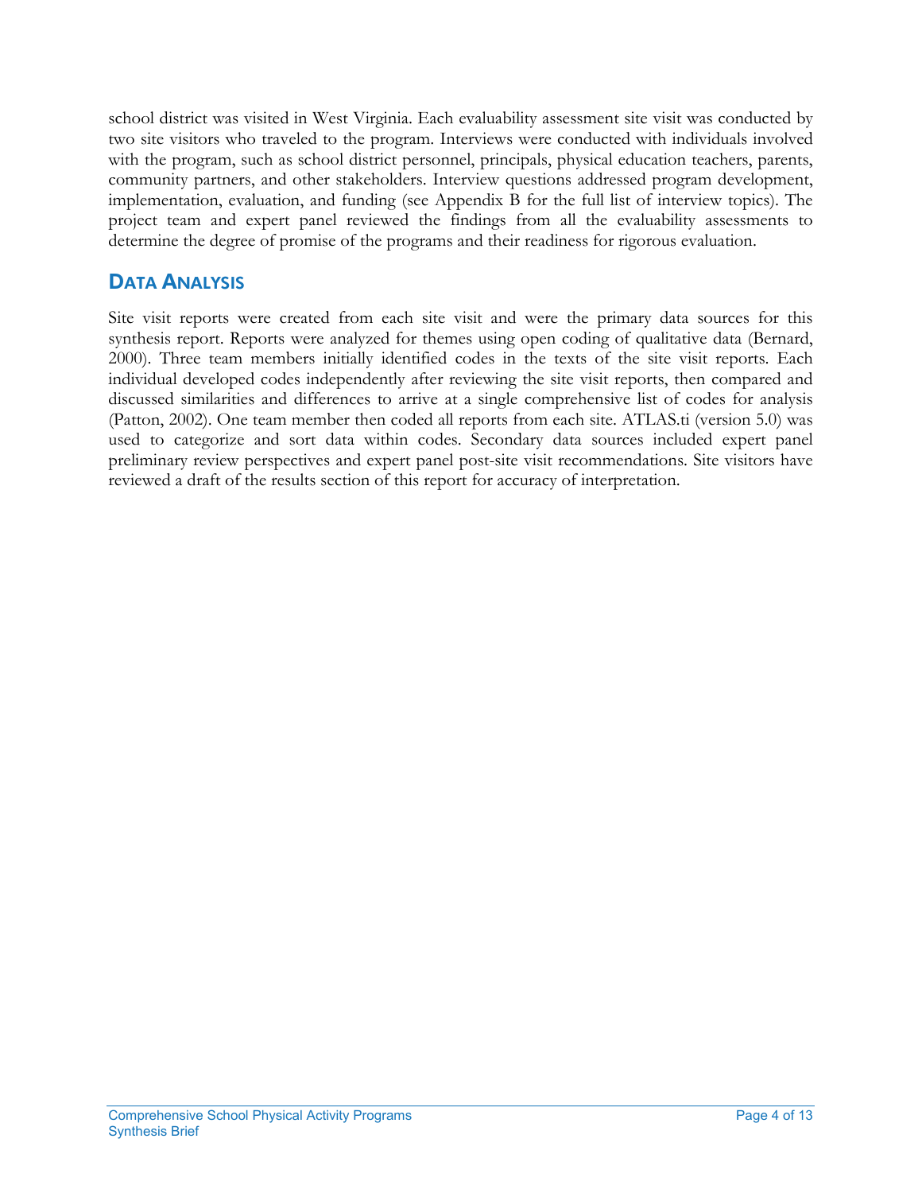school district was visited in West Virginia. Each evaluability assessment site visit was conducted by two site visitors who traveled to the program. Interviews were conducted with individuals involved with the program, such as school district personnel, principals, physical education teachers, parents, community partners, and other stakeholders. Interview questions addressed program development, implementation, evaluation, and funding (see Appendix B for the full list of interview topics). The project team and expert panel reviewed the findings from all the evaluability assessments to determine the degree of promise of the programs and their readiness for rigorous evaluation.

## DATA ANALYSIS

Site visit reports were created from each site visit and were the primary data sources for this synthesis report. Reports were analyzed for themes using open coding of qualitative data (Bernard, 2000). Three team members initially identified codes in the texts of the site visit reports. Each individual developed codes independently after reviewing the site visit reports, then compared and discussed similarities and differences to arrive at a single comprehensive list of codes for analysis (Patton, 2002). One team member then coded all reports from each site. ATLAS.ti (version 5.0) was used to categorize and sort data within codes. Secondary data sources included expert panel preliminary review perspectives and expert panel post-site visit recommendations. Site visitors have reviewed a draft of the results section of this report for accuracy of interpretation.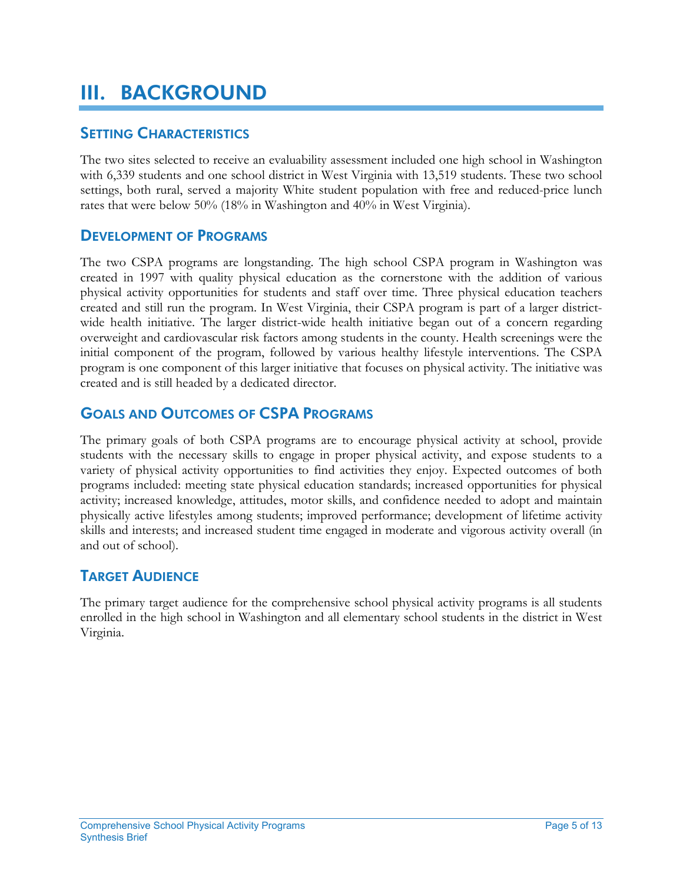# III. BACKGROUND

## Setting Characteristics

The two sites selected to receive an evaluability assessment included one high school in Washington with 6,339 students and one school district in West Virginia with 13,519 students. These two school settings, both rural, served a majority White student population with free and reduced-price lunch rates that were below 50% (18% in Washington and 40% in West Virginia).

## Development of Programs

The two CSPA programs are longstanding. The high school CSPA program in Washington was created in 1997 with quality physical education as the cornerstone with the addition of various physical activity opportunities for students and staff over time. Three physical education teachers created and still run the program. In West Virginia, their CSPA program is part of a larger district-wide health initiative. The larger district-wide health initiative began out of a concern regarding overweight and cardiovascular risk factors among students in the county. Health screenings were the initial component of the program, followed by various healthy lifestyle interventions. The CSPA program is one component of this larger initiative that focuses on physical activity. The initiative was created and is still headed by a dedicated director.

## Goals and Outcomes of CSPA Programs

The primary goals of both CSPA programs are to encourage physical activity at school, provide students with the necessary skills to engage in proper physical activity, and expose students to a variety of physical activity opportunities to find activities they enjoy. Expected outcomes of both programs included: meeting state physical education standards; increased opportunities for physical activity; increased knowledge, attitudes, motor skills, and confidence needed to adopt and maintain physically active lifestyles among students; improved performance; development of lifetime activity skills and interests; and increased student time engaged in moderate and vigorous activity overall (in and out of school).

## Target Audience

The primary target audience for the comprehensive school physical activity programs is all students enrolled in the high school in Washington and all elementary school students in the district in West Virginia.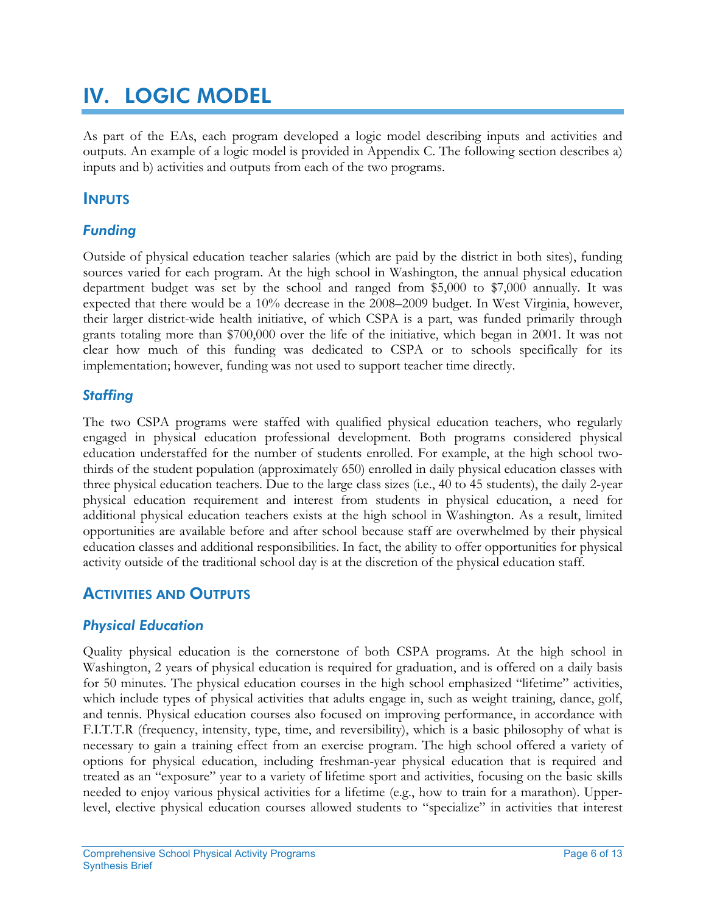# IV. LOGIC MODEL

As part of the EAs, each program developed a logic model describing inputs and activities and outputs. An example of a logic model is provided in Appendix C. The following section describes a) inputs and b) activities and outputs from each of the two programs.

## INPUTS

### *Funding*

Outside of physical education teacher salaries (which are paid by the district in both sites), funding sources varied for each program. At the high school in Washington, the annual physical education department budget was set by the school and ranged from $5,000 to $7,000 annually. It was expected that there would be a 10% decrease in the 2008–2009 budget. In West Virginia, however, their larger district-wide health initiative, of which CSPA is a part, was funded primarily through grants totaling more than $700,000 over the life of the initiative, which began in 2001. It was not clear how much of this funding was dedicated to CSPA or to schools specifically for its implementation; however, funding was not used to support teacher time directly.

### *Staffing*

The two CSPA programs were staffed with qualified physical education teachers, who regularly engaged in physical education professional development. Both programs considered physical education understaffed for the number of students enrolled. For example, at the high school two-thirds of the student population (approximately 650) enrolled in daily physical education classes with three physical education teachers. Due to the large class sizes (i.e., 40 to 45 students), the daily 2-year physical education requirement and interest from students in physical education, a need for additional physical education teachers exists at the high school in Washington. As a result, limited opportunities are available before and after school because staff are overwhelmed by their physical education classes and additional responsibilities. In fact, the ability to offer opportunities for physical activity outside of the traditional school day is at the discretion of the physical education staff.

## ACTIVITIES AND OUTPUTS

### *Physical Education*

Quality physical education is the cornerstone of both CSPA programs. At the high school in Washington, 2 years of physical education is required for graduation, and is offered on a daily basis for 50 minutes. The physical education courses in the high school emphasized "lifetime" activities, which include types of physical activities that adults engage in, such as weight training, dance, golf, and tennis. Physical education courses also focused on improving performance, in accordance with F.I.T.T.R (frequency, intensity, type, time, and reversibility), which is a basic philosophy of what is necessary to gain a training effect from an exercise program. The high school offered a variety of options for physical education, including freshman-year physical education that is required and treated as an "exposure" year to a variety of lifetime sport and activities, focusing on the basic skills needed to enjoy various physical activities for a lifetime (e.g., how to train for a marathon). Upper-level, elective physical education courses allowed students to "specialize" in activities that interest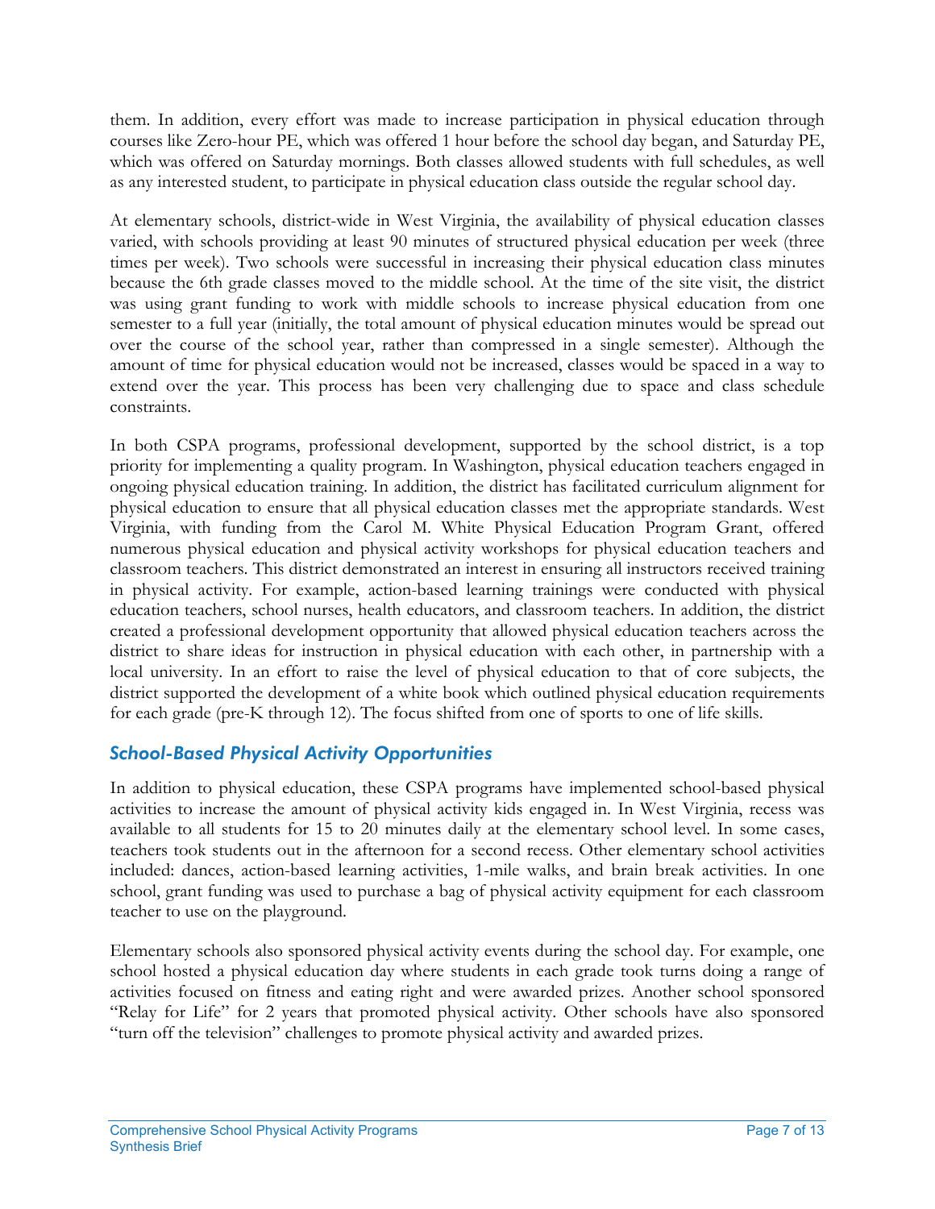them. In addition, every effort was made to increase participation in physical education through courses like Zero-hour PE, which was offered 1 hour before the school day began, and Saturday PE, which was offered on Saturday mornings. Both classes allowed students with full schedules, as well as any interested student, to participate in physical education class outside the regular school day.

At elementary schools, district-wide in West Virginia, the availability of physical education classes varied, with schools providing at least 90 minutes of structured physical education per week (three times per week). Two schools were successful in increasing their physical education class minutes because the 6th grade classes moved to the middle school. At the time of the site visit, the district was using grant funding to work with middle schools to increase physical education from one semester to a full year (initially, the total amount of physical education minutes would be spread out over the course of the school year, rather than compressed in a single semester). Although the amount of time for physical education would not be increased, classes would be spaced in a way to extend over the year. This process has been very challenging due to space and class schedule constraints.

In both CSPA programs, professional development, supported by the school district, is a top priority for implementing a quality program. In Washington, physical education teachers engaged in ongoing physical education training. In addition, the district has facilitated curriculum alignment for physical education to ensure that all physical education classes met the appropriate standards. West Virginia, with funding from the Carol M. White Physical Education Program Grant, offered numerous physical education and physical activity workshops for physical education teachers and classroom teachers. This district demonstrated an interest in ensuring all instructors received training in physical activity. For example, action-based learning trainings were conducted with physical education teachers, school nurses, health educators, and classroom teachers. In addition, the district created a professional development opportunity that allowed physical education teachers across the district to share ideas for instruction in physical education with each other, in partnership with a local university. In an effort to raise the level of physical education to that of core subjects, the district supported the development of a white book which outlined physical education requirements for each grade (pre-K through 12). The focus shifted from one of sports to one of life skills.

### *School-Based Physical Activity Opportunities*

In addition to physical education, these CSPA programs have implemented school-based physical activities to increase the amount of physical activity kids engaged in. In West Virginia, recess was available to all students for 15 to 20 minutes daily at the elementary school level. In some cases, teachers took students out in the afternoon for a second recess. Other elementary school activities included: dances, action-based learning activities, 1-mile walks, and brain break activities. In one school, grant funding was used to purchase a bag of physical activity equipment for each classroom teacher to use on the playground.

Elementary schools also sponsored physical activity events during the school day. For example, one school hosted a physical education day where students in each grade took turns doing a range of activities focused on fitness and eating right and were awarded prizes. Another school sponsored "Relay for Life" for 2 years that promoted physical activity. Other schools have also sponsored "turn off the television" challenges to promote physical activity and awarded prizes.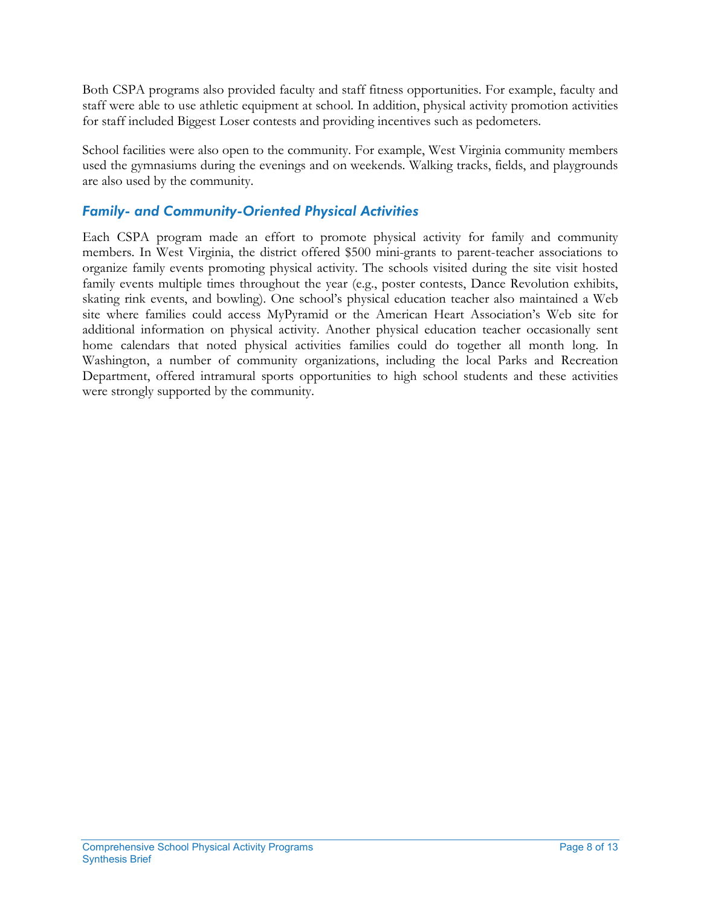Both CSPA programs also provided faculty and staff fitness opportunities. For example, faculty and staff were able to use athletic equipment at school. In addition, physical activity promotion activities for staff included Biggest Loser contests and providing incentives such as pedometers.

School facilities were also open to the community. For example, West Virginia community members used the gymnasiums during the evenings and on weekends. Walking tracks, fields, and playgrounds are also used by the community.

### *Family- and Community-Oriented Physical Activities*

Each CSPA program made an effort to promote physical activity for family and community members. In West Virginia, the district offered $500 mini-grants to parent-teacher associations to organize family events promoting physical activity. The schools visited during the site visit hosted family events multiple times throughout the year (e.g., poster contests, Dance Revolution exhibits, skating rink events, and bowling). One school's physical education teacher also maintained a Web site where families could access MyPyramid or the American Heart Association's Web site for additional information on physical activity. Another physical education teacher occasionally sent home calendars that noted physical activities families could do together all month long. In Washington, a number of community organizations, including the local Parks and Recreation Department, offered intramural sports opportunities to high school students and these activities were strongly supported by the community.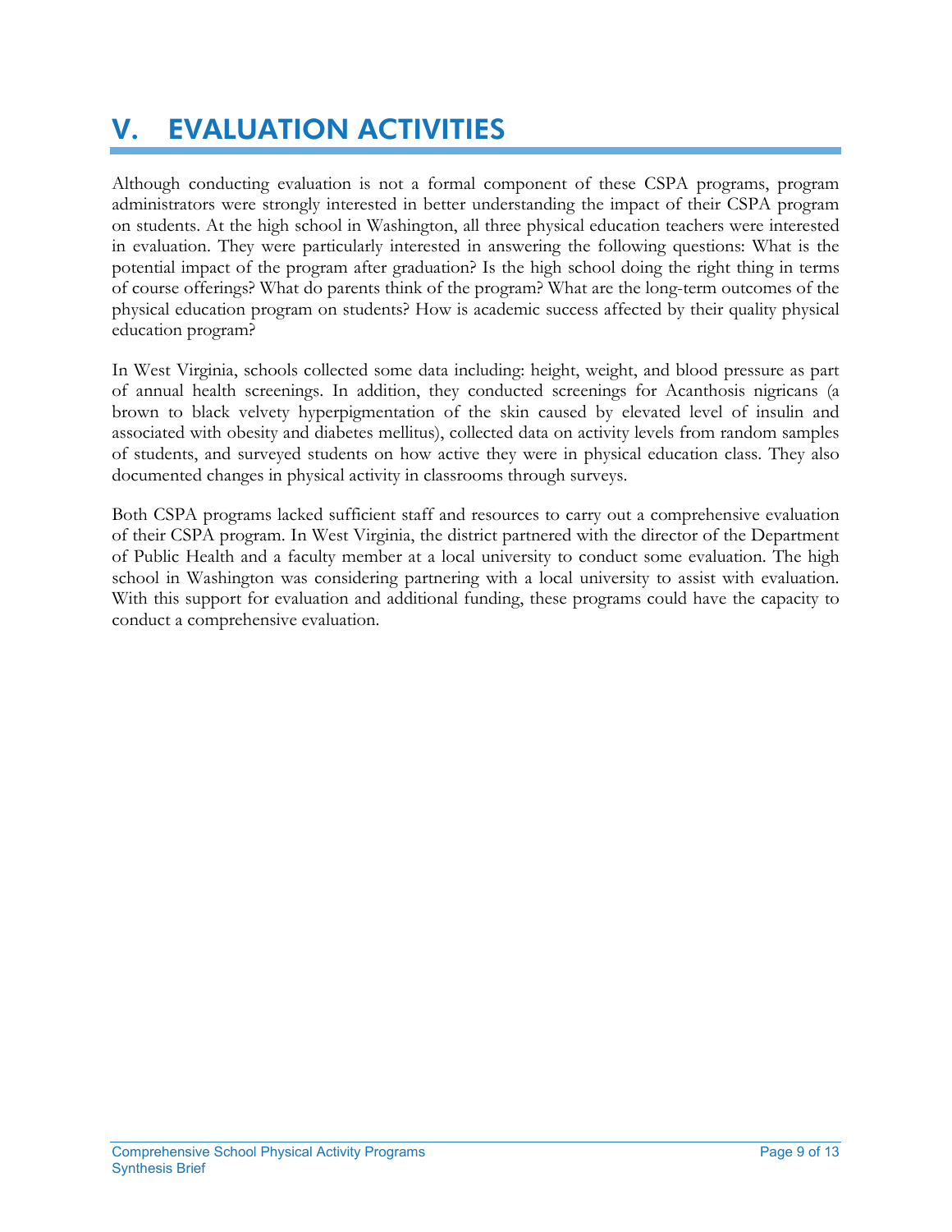# V. EVALUATION ACTIVITIES

Although conducting evaluation is not a formal component of these CSPA programs, program administrators were strongly interested in better understanding the impact of their CSPA program on students. At the high school in Washington, all three physical education teachers were interested in evaluation. They were particularly interested in answering the following questions: What is the potential impact of the program after graduation? Is the high school doing the right thing in terms of course offerings? What do parents think of the program? What are the long-term outcomes of the physical education program on students? How is academic success affected by their quality physical education program?

In West Virginia, schools collected some data including: height, weight, and blood pressure as part of annual health screenings. In addition, they conducted screenings for Acanthosis nigricans (a brown to black velvety hyperpigmentation of the skin caused by elevated level of insulin and associated with obesity and diabetes mellitus), collected data on activity levels from random samples of students, and surveyed students on how active they were in physical education class. They also documented changes in physical activity in classrooms through surveys.

Both CSPA programs lacked sufficient staff and resources to carry out a comprehensive evaluation of their CSPA program. In West Virginia, the district partnered with the director of the Department of Public Health and a faculty member at a local university to conduct some evaluation. The high school in Washington was considering partnering with a local university to assist with evaluation. With this support for evaluation and additional funding, these programs could have the capacity to conduct a comprehensive evaluation.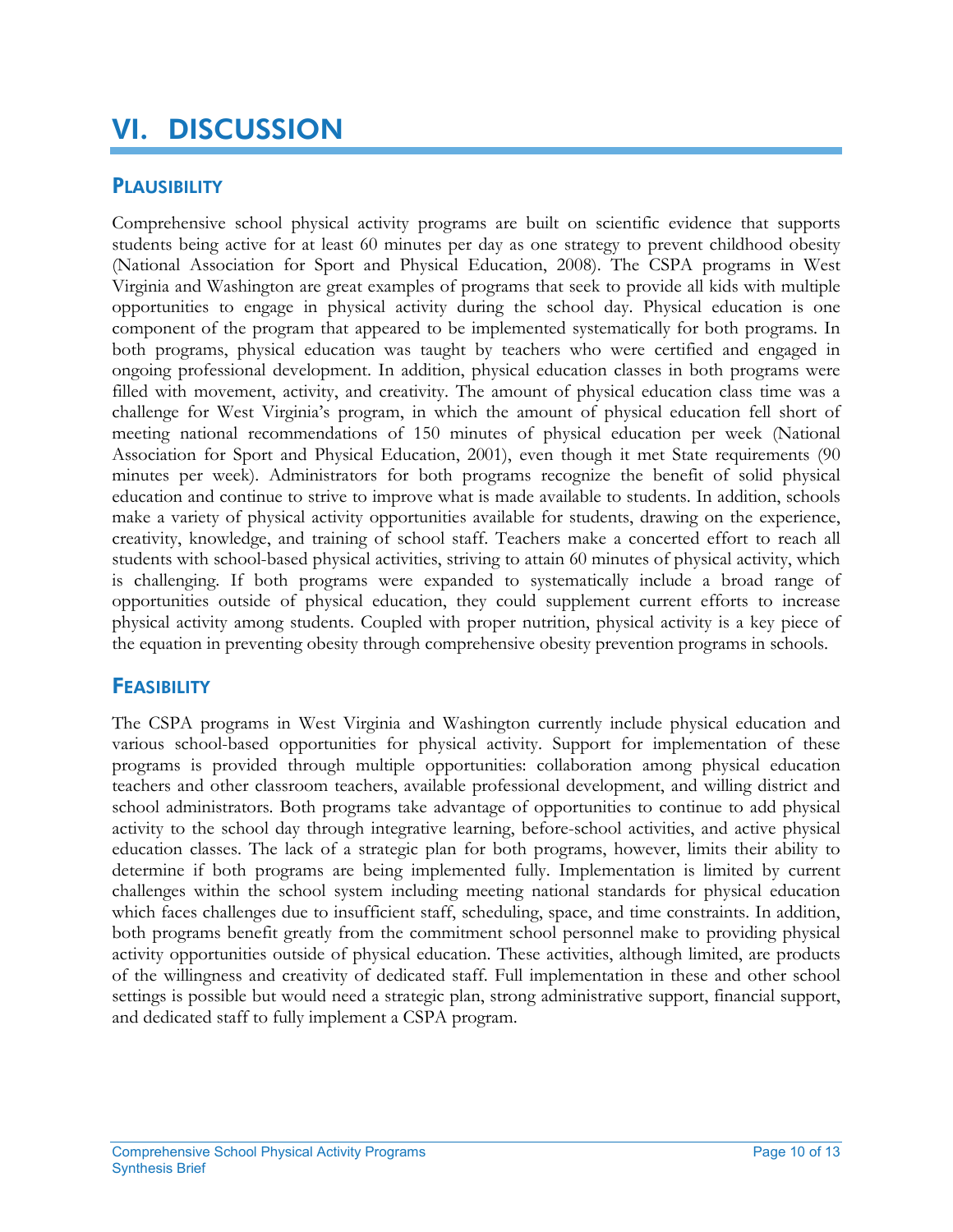# VI. DISCUSSION

## PLAUSIBILITY

Comprehensive school physical activity programs are built on scientific evidence that supports students being active for at least 60 minutes per day as one strategy to prevent childhood obesity (National Association for Sport and Physical Education, 2008). The CSPA programs in West Virginia and Washington are great examples of programs that seek to provide all kids with multiple opportunities to engage in physical activity during the school day. Physical education is one component of the program that appeared to be implemented systematically for both programs. In both programs, physical education was taught by teachers who were certified and engaged in ongoing professional development. In addition, physical education classes in both programs were filled with movement, activity, and creativity. The amount of physical education class time was a challenge for West Virginia's program, in which the amount of physical education fell short of meeting national recommendations of 150 minutes of physical education per week (National Association for Sport and Physical Education, 2001), even though it met State requirements (90 minutes per week). Administrators for both programs recognize the benefit of solid physical education and continue to strive to improve what is made available to students. In addition, schools make a variety of physical activity opportunities available for students, drawing on the experience, creativity, knowledge, and training of school staff. Teachers make a concerted effort to reach all students with school-based physical activities, striving to attain 60 minutes of physical activity, which is challenging. If both programs were expanded to systematically include a broad range of opportunities outside of physical education, they could supplement current efforts to increase physical activity among students. Coupled with proper nutrition, physical activity is a key piece of the equation in preventing obesity through comprehensive obesity prevention programs in schools.

## FEASIBILITY

The CSPA programs in West Virginia and Washington currently include physical education and various school-based opportunities for physical activity. Support for implementation of these programs is provided through multiple opportunities: collaboration among physical education teachers and other classroom teachers, available professional development, and willing district and school administrators. Both programs take advantage of opportunities to continue to add physical activity to the school day through integrative learning, before-school activities, and active physical education classes. The lack of a strategic plan for both programs, however, limits their ability to determine if both programs are being implemented fully. Implementation is limited by current challenges within the school system including meeting national standards for physical education which faces challenges due to insufficient staff, scheduling, space, and time constraints. In addition, both programs benefit greatly from the commitment school personnel make to providing physical activity opportunities outside of physical education. These activities, although limited, are products of the willingness and creativity of dedicated staff. Full implementation in these and other school settings is possible but would need a strategic plan, strong administrative support, financial support, and dedicated staff to fully implement a CSPA program.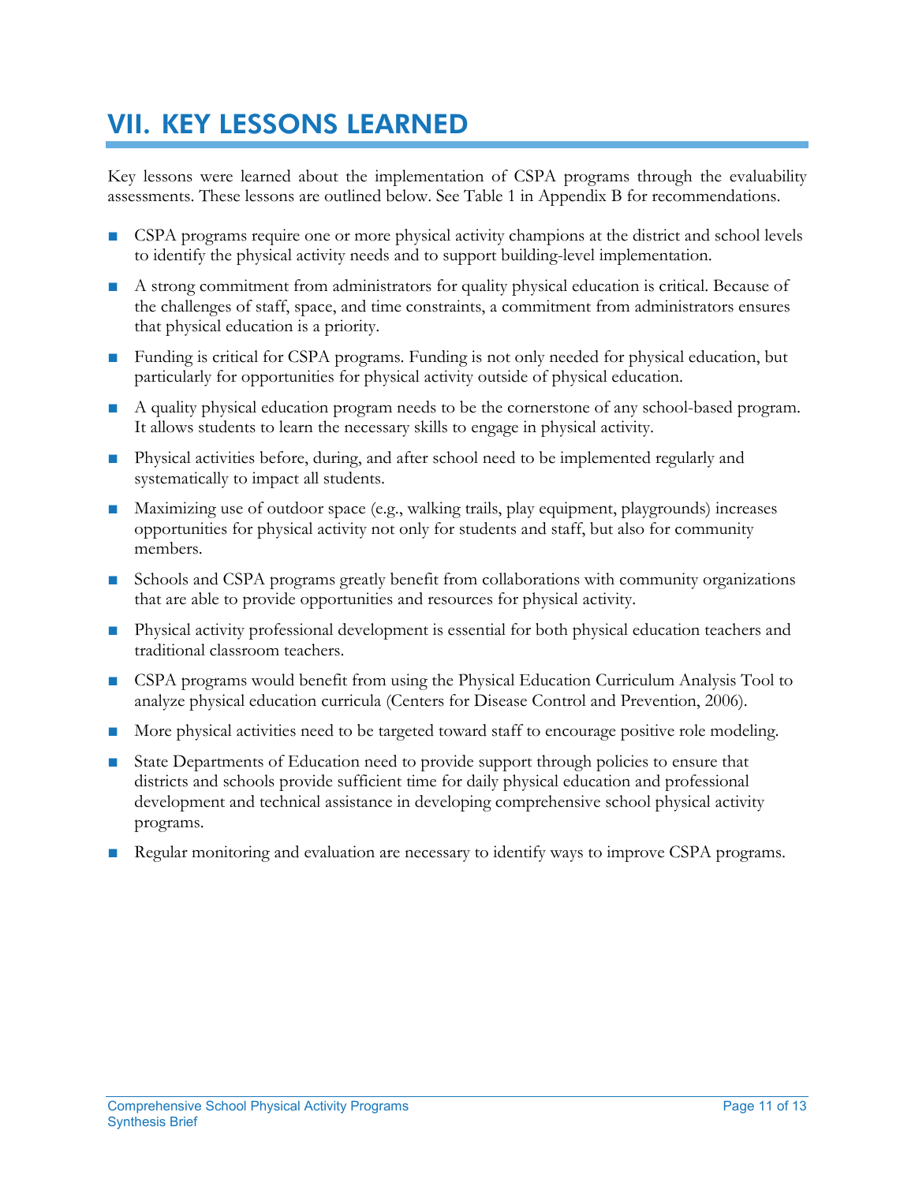# VII. KEY LESSONS LEARNED

Key lessons were learned about the implementation of CSPA programs through the evaluability assessments. These lessons are outlined below. See Table 1 in Appendix B for recommendations.

- CSPA programs require one or more physical activity champions at the district and school levels to identify the physical activity needs and to support building-level implementation.
- A strong commitment from administrators for quality physical education is critical. Because of the challenges of staff, space, and time constraints, a commitment from administrators ensures that physical education is a priority.
- Funding is critical for CSPA programs. Funding is not only needed for physical education, but particularly for opportunities for physical activity outside of physical education.
- A quality physical education program needs to be the cornerstone of any school-based program. It allows students to learn the necessary skills to engage in physical activity.
- Physical activities before, during, and after school need to be implemented regularly and systematically to impact all students.
- Maximizing use of outdoor space (e.g., walking trails, play equipment, playgrounds) increases opportunities for physical activity not only for students and staff, but also for community members.
- Schools and CSPA programs greatly benefit from collaborations with community organizations that are able to provide opportunities and resources for physical activity.
- Physical activity professional development is essential for both physical education teachers and traditional classroom teachers.
- CSPA programs would benefit from using the Physical Education Curriculum Analysis Tool to analyze physical education curricula (Centers for Disease Control and Prevention, 2006).
- More physical activities need to be targeted toward staff to encourage positive role modeling.
- State Departments of Education need to provide support through policies to ensure that districts and schools provide sufficient time for daily physical education and professional development and technical assistance in developing comprehensive school physical activity programs.
- Regular monitoring and evaluation are necessary to identify ways to improve CSPA programs.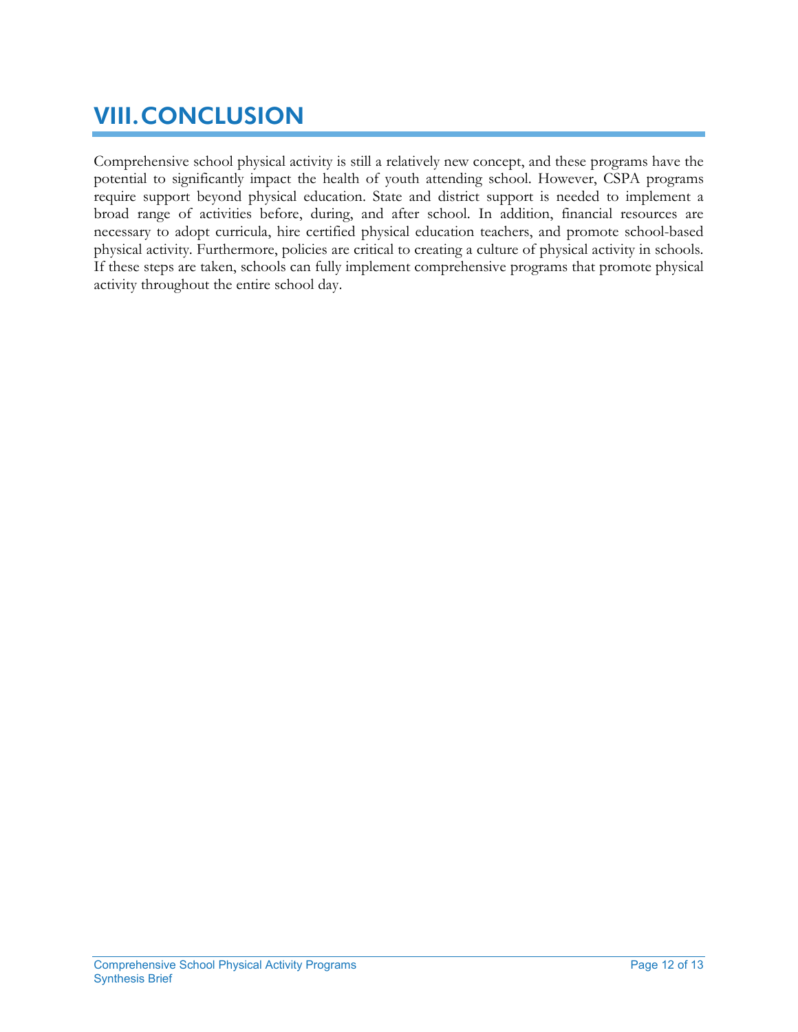# VIII. CONCLUSION

Comprehensive school physical activity is still a relatively new concept, and these programs have the potential to significantly impact the health of youth attending school. However, CSPA programs require support beyond physical education. State and district support is needed to implement a broad range of activities before, during, and after school. In addition, financial resources are necessary to adopt curricula, hire certified physical education teachers, and promote school-based physical activity. Furthermore, policies are critical to creating a culture of physical activity in schools. If these steps are taken, schools can fully implement comprehensive programs that promote physical activity throughout the entire school day.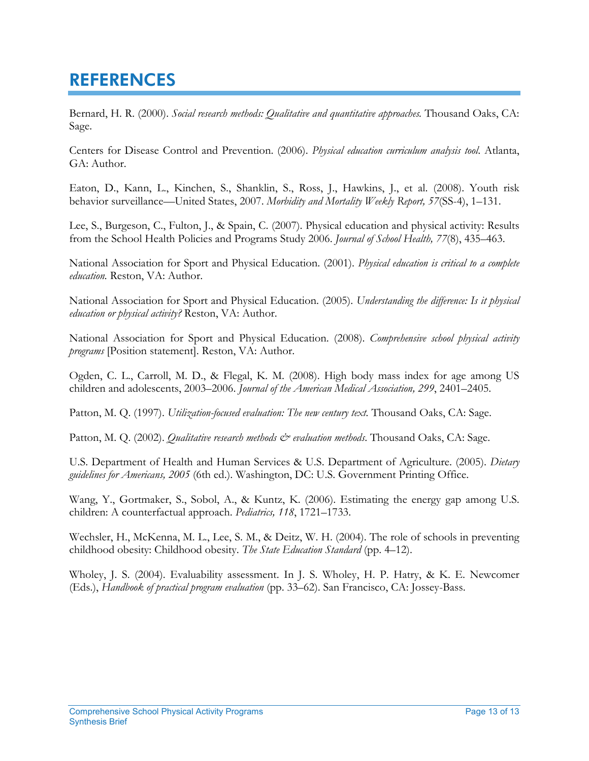# REFERENCES

Bernard, H. R. (2000). *Social research methods: Qualitative and quantitative approaches.* Thousand Oaks, CA: Sage.

Centers for Disease Control and Prevention. (2006). *Physical education curriculum analysis tool.* Atlanta, GA: Author.

Eaton, D., Kann, L., Kinchen, S., Shanklin, S., Ross, J., Hawkins, J., et al. (2008). Youth risk behavior surveillance—United States, 2007. *Morbidity and Mortality Weekly Report, 57*(SS-4), 1–131.

Lee, S., Burgeson, C., Fulton, J., & Spain, C. (2007). Physical education and physical activity: Results from the School Health Policies and Programs Study 2006. *Journal of School Health, 77*(8), 435–463.

National Association for Sport and Physical Education. (2001). *Physical education is critical to a complete education.* Reston, VA: Author.

National Association for Sport and Physical Education. (2005). *Understanding the difference: Is it physical education or physical activity?* Reston, VA: Author.

National Association for Sport and Physical Education. (2008). *Comprehensive school physical activity programs* [Position statement]. Reston, VA: Author.

Ogden, C. L., Carroll, M. D., & Flegal, K. M. (2008). High body mass index for age among US children and adolescents, 2003–2006. *Journal of the American Medical Association, 299*, 2401–2405.

Patton, M. Q. (1997). *Utilization-focused evaluation: The new century text.* Thousand Oaks, CA: Sage.

Patton, M. Q. (2002). *Qualitative research methods & evaluation methods.* Thousand Oaks, CA: Sage.

U.S. Department of Health and Human Services & U.S. Department of Agriculture. (2005). *Dietary guidelines for Americans, 2005* (6th ed.). Washington, DC: U.S. Government Printing Office.

Wang, Y., Gortmaker, S., Sobol, A., & Kuntz, K. (2006). Estimating the energy gap among U.S. children: A counterfactual approach. *Pediatrics, 118*, 1721–1733.

Wechsler, H., McKenna, M. L., Lee, S. M., & Deitz, W. H. (2004). The role of schools in preventing childhood obesity: Childhood obesity. *The State Education Standard* (pp. 4–12).

Wholey, J. S. (2004). Evaluability assessment. In J. S. Wholey, H. P. Hatry, & K. E. Newcomer (Eds.), *Handbook of practical program evaluation* (pp. 33–62). San Francisco, CA: Jossey-Bass.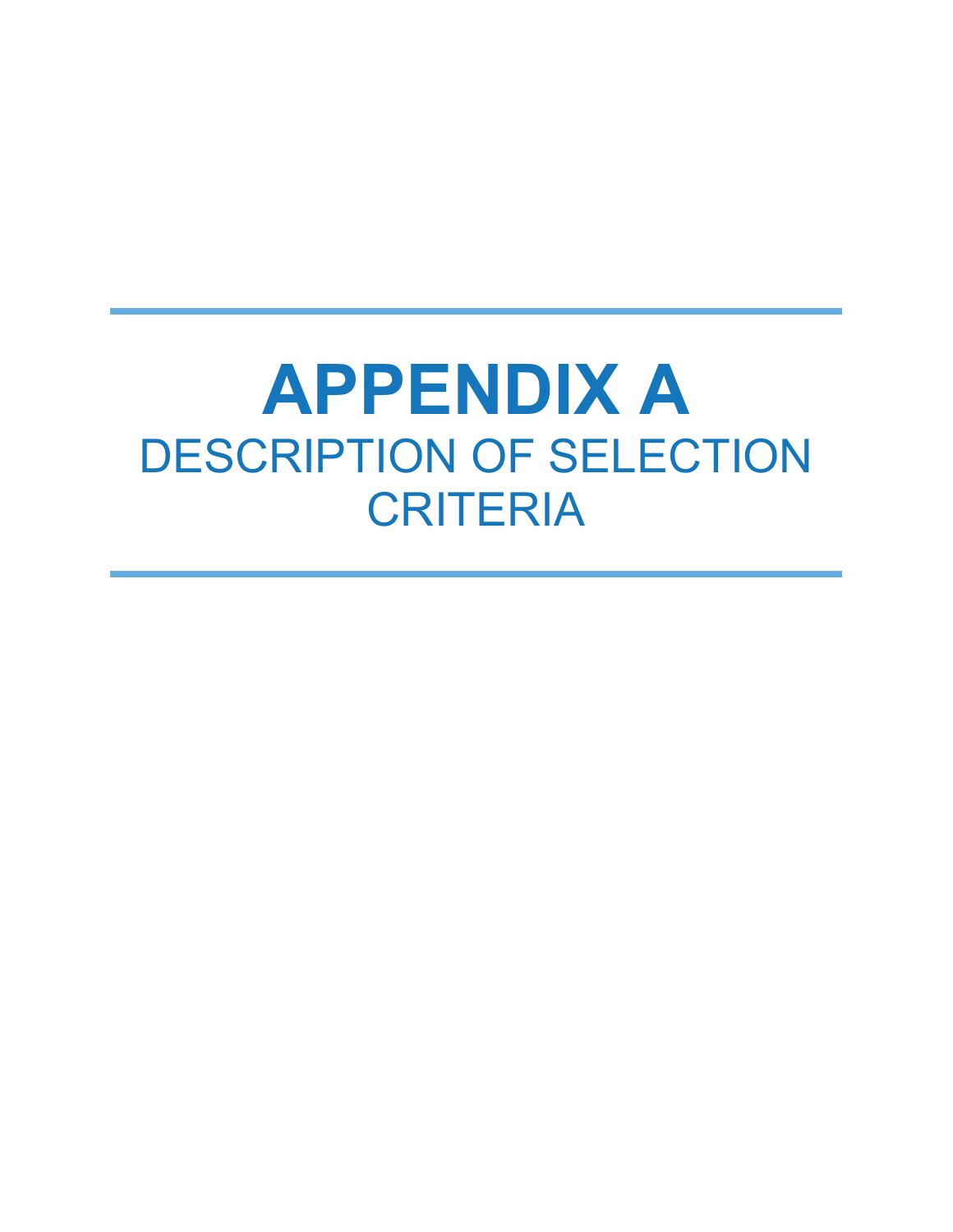# APPENDIX A

## DESCRIPTION OF SELECTION CRITERIA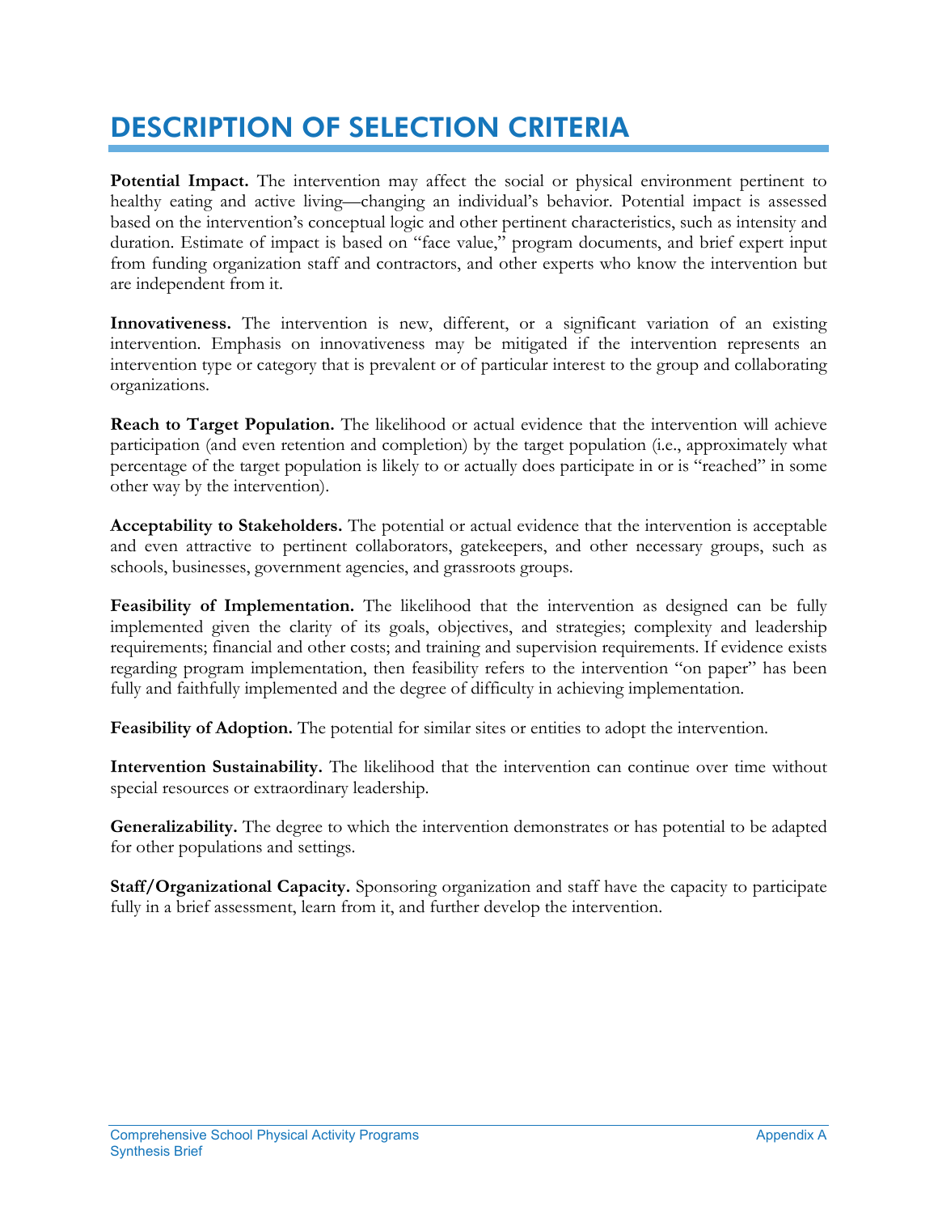# DESCRIPTION OF SELECTION CRITERIA

**Potential Impact.** The intervention may affect the social or physical environment pertinent to healthy eating and active living—changing an individual's behavior. Potential impact is assessed based on the intervention's conceptual logic and other pertinent characteristics, such as intensity and duration. Estimate of impact is based on "face value," program documents, and brief expert input from funding organization staff and contractors, and other experts who know the intervention but are independent from it.

**Innovativeness.** The intervention is new, different, or a significant variation of an existing intervention. Emphasis on innovativeness may be mitigated if the intervention represents an intervention type or category that is prevalent or of particular interest to the group and collaborating organizations.

**Reach to Target Population.** The likelihood or actual evidence that the intervention will achieve participation (and even retention and completion) by the target population (i.e., approximately what percentage of the target population is likely to or actually does participate in or is "reached" in some other way by the intervention).

**Acceptability to Stakeholders.** The potential or actual evidence that the intervention is acceptable and even attractive to pertinent collaborators, gatekeepers, and other necessary groups, such as schools, businesses, government agencies, and grassroots groups.

**Feasibility of Implementation.** The likelihood that the intervention as designed can be fully implemented given the clarity of its goals, objectives, and strategies; complexity and leadership requirements; financial and other costs; and training and supervision requirements. If evidence exists regarding program implementation, then feasibility refers to the intervention "on paper" has been fully and faithfully implemented and the degree of difficulty in achieving implementation.

**Feasibility of Adoption.** The potential for similar sites or entities to adopt the intervention.

**Intervention Sustainability.** The likelihood that the intervention can continue over time without special resources or extraordinary leadership.

**Generalizability.** The degree to which the intervention demonstrates or has potential to be adapted for other populations and settings.

**Staff/Organizational Capacity.** Sponsoring organization and staff have the capacity to participate fully in a brief assessment, learn from it, and further develop the intervention.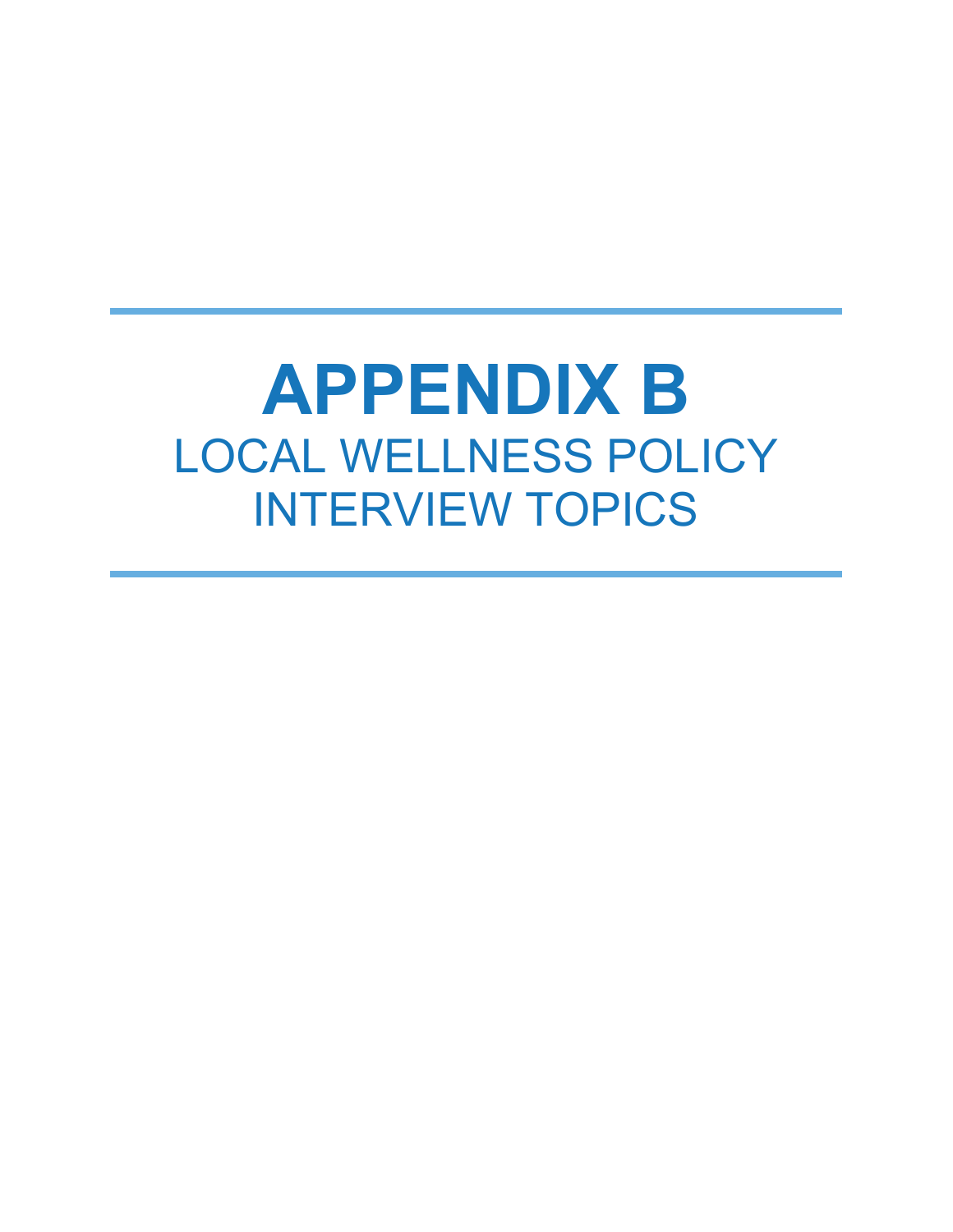# APPENDIX B

## LOCAL WELLNESS POLICY INTERVIEW TOPICS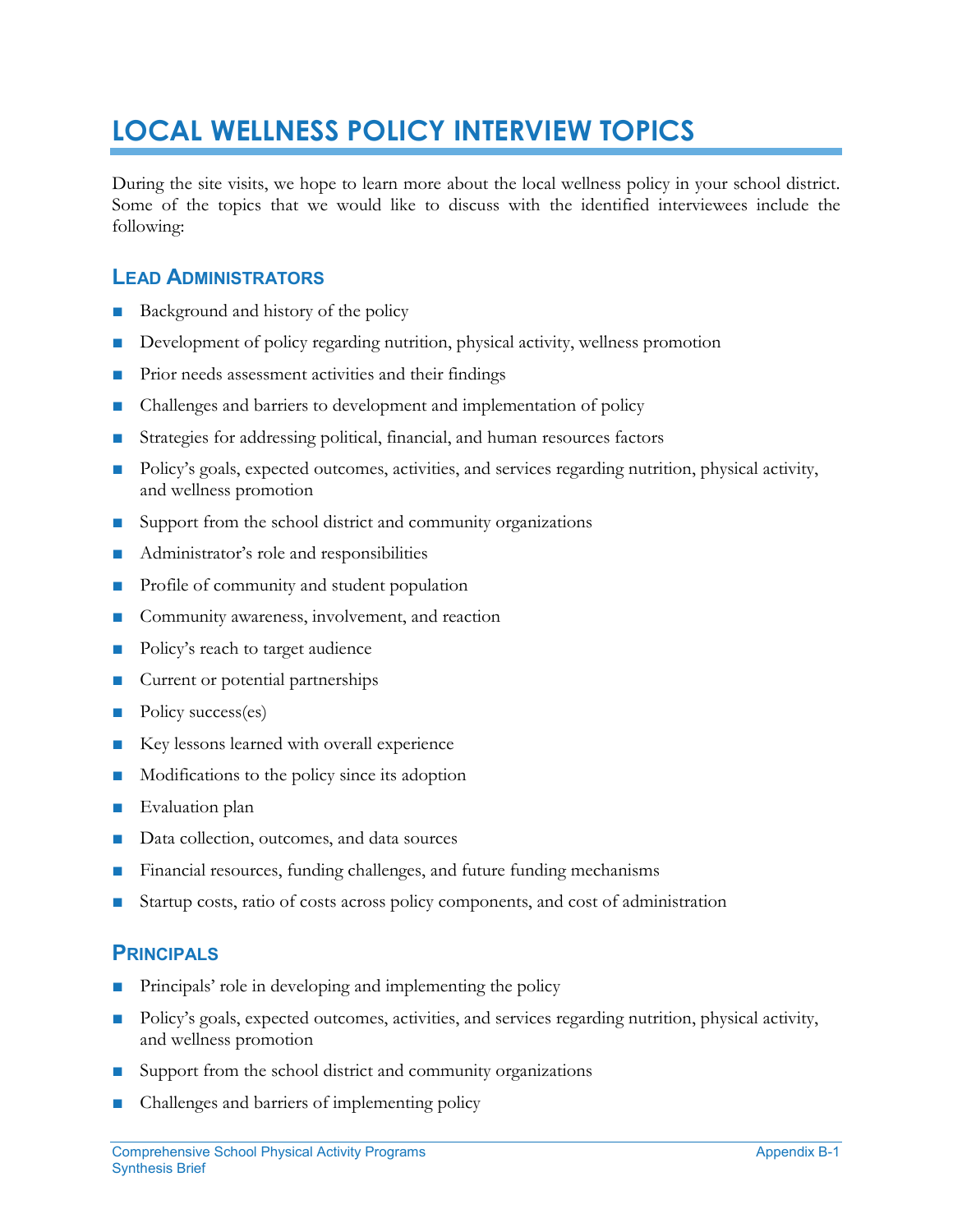# LOCAL WELLNESS POLICY INTERVIEW TOPICS

During the site visits, we hope to learn more about the local wellness policy in your school district. Some of the topics that we would like to discuss with the identified interviewees include the following:

## Lead Administrators

- Background and history of the policy
- Development of policy regarding nutrition, physical activity, wellness promotion
- Prior needs assessment activities and their findings
- Challenges and barriers to development and implementation of policy
- Strategies for addressing political, financial, and human resources factors
- Policy's goals, expected outcomes, activities, and services regarding nutrition, physical activity, and wellness promotion
- Support from the school district and community organizations
- Administrator's role and responsibilities
- Profile of community and student population
- Community awareness, involvement, and reaction
- Policy's reach to target audience
- Current or potential partnerships
- Policy success(es)
- Key lessons learned with overall experience
- Modifications to the policy since its adoption
- Evaluation plan
- Data collection, outcomes, and data sources
- Financial resources, funding challenges, and future funding mechanisms
- Startup costs, ratio of costs across policy components, and cost of administration

## Principals

- Principals' role in developing and implementing the policy
- Policy's goals, expected outcomes, activities, and services regarding nutrition, physical activity, and wellness promotion
- Support from the school district and community organizations
- Challenges and barriers of implementing policy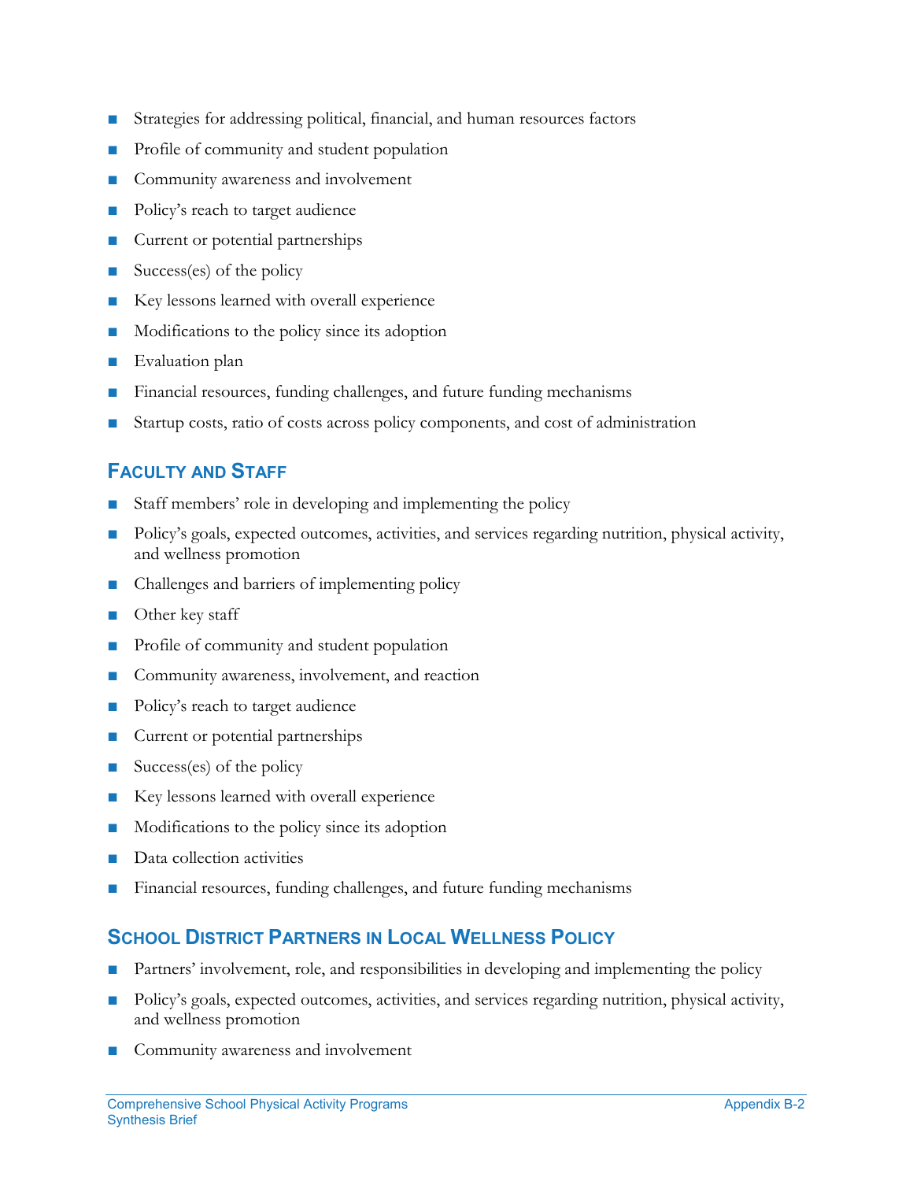- Strategies for addressing political, financial, and human resources factors
- Profile of community and student population
- Community awareness and involvement
- Policy's reach to target audience
- Current or potential partnerships
- Success(es) of the policy
- Key lessons learned with overall experience
- Modifications to the policy since its adoption
- Evaluation plan
- Financial resources, funding challenges, and future funding mechanisms
- Startup costs, ratio of costs across policy components, and cost of administration

## Faculty and Staff

- Staff members' role in developing and implementing the policy
- Policy's goals, expected outcomes, activities, and services regarding nutrition, physical activity, and wellness promotion
- Challenges and barriers of implementing policy
- Other key staff
- Profile of community and student population
- Community awareness, involvement, and reaction
- Policy's reach to target audience
- Current or potential partnerships
- Success(es) of the policy
- Key lessons learned with overall experience
- Modifications to the policy since its adoption
- Data collection activities
- Financial resources, funding challenges, and future funding mechanisms

## School District Partners in Local Wellness Policy

- Partners' involvement, role, and responsibilities in developing and implementing the policy
- Policy's goals, expected outcomes, activities, and services regarding nutrition, physical activity, and wellness promotion
- Community awareness and involvement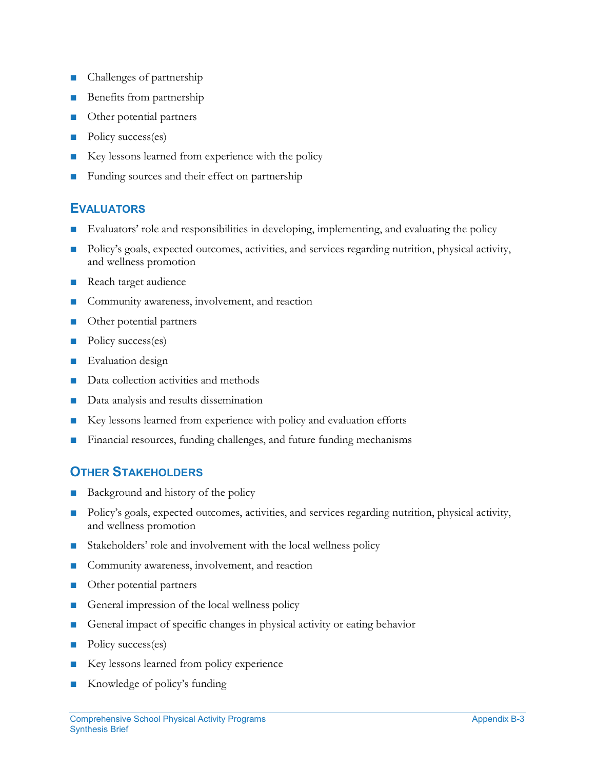- Challenges of partnership
- Benefits from partnership
- Other potential partners
- Policy success(es)
- Key lessons learned from experience with the policy
- Funding sources and their effect on partnership

## Evaluators

- Evaluators' role and responsibilities in developing, implementing, and evaluating the policy
- Policy's goals, expected outcomes, activities, and services regarding nutrition, physical activity, and wellness promotion
- Reach target audience
- Community awareness, involvement, and reaction
- Other potential partners
- Policy success(es)
- Evaluation design
- Data collection activities and methods
- Data analysis and results dissemination
- Key lessons learned from experience with policy and evaluation efforts
- Financial resources, funding challenges, and future funding mechanisms

## Other Stakeholders

- Background and history of the policy
- Policy's goals, expected outcomes, activities, and services regarding nutrition, physical activity, and wellness promotion
- Stakeholders' role and involvement with the local wellness policy
- Community awareness, involvement, and reaction
- Other potential partners
- General impression of the local wellness policy
- General impact of specific changes in physical activity or eating behavior
- Policy success(es)
- Key lessons learned from policy experience
- Knowledge of policy's funding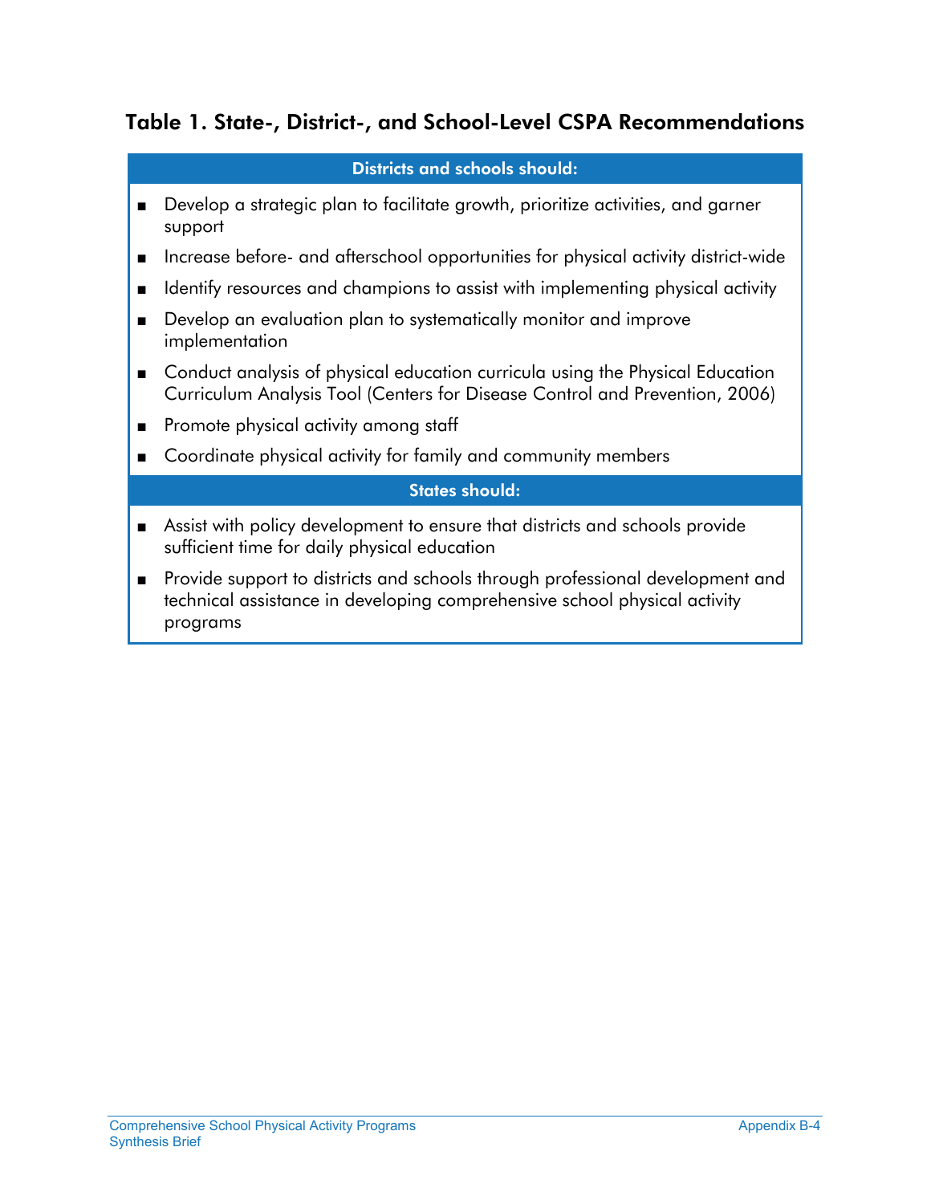## Table 1. State-, District-, and School-Level CSPA Recommendations

**Districts and schools should:**

- Develop a strategic plan to facilitate growth, prioritize activities, and garner support
- Increase before- and afterschool opportunities for physical activity district-wide
- Identify resources and champions to assist with implementing physical activity
- Develop an evaluation plan to systematically monitor and improve implementation
- Conduct analysis of physical education curricula using the Physical Education Curriculum Analysis Tool (Centers for Disease Control and Prevention, 2006)
- Promote physical activity among staff
- Coordinate physical activity for family and community members

**States should:**

- Assist with policy development to ensure that districts and schools provide sufficient time for daily physical education
- Provide support to districts and schools through professional development and technical assistance in developing comprehensive school physical activity programs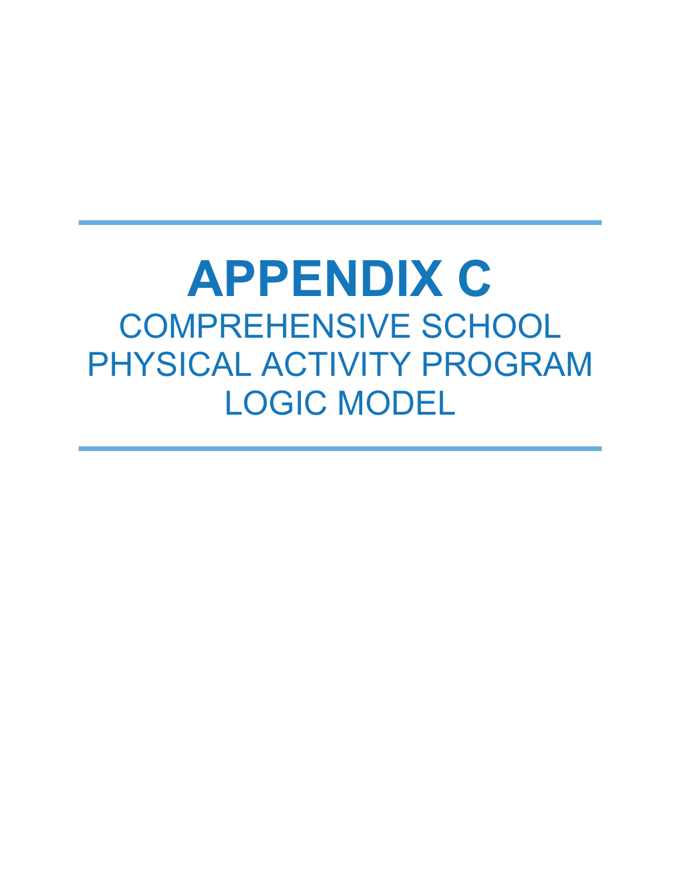# APPENDIX C

## COMPREHENSIVE SCHOOL PHYSICAL ACTIVITY PROGRAM LOGIC MODEL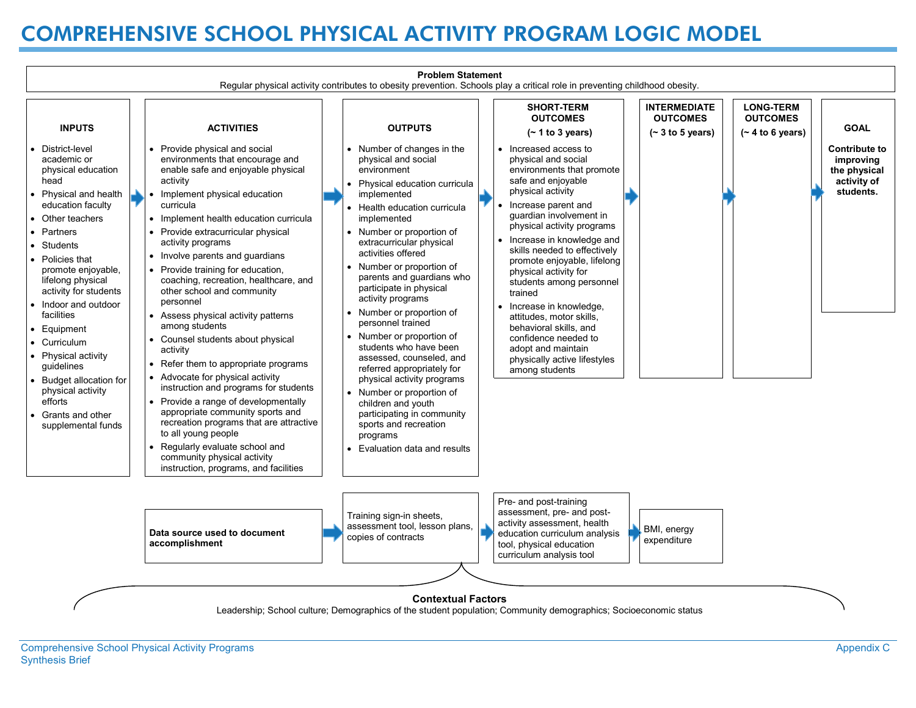# COMPREHENSIVE SCHOOL PHYSICAL ACTIVITY PROGRAM LOGIC MODEL

**Problem Statement**

Regular physical activity contributes to obesity prevention. Schools play a critical role in preventing childhood obesity.

## INPUTS

- District-level academic or physical education head
- Physical and health education faculty
- Other teachers
- Partners
- Students
- Policies that promote enjoyable, lifelong physical activity for students
- Indoor and outdoor facilities
- Equipment
- Curriculum
- Physical activity guidelines
- Budget allocation for physical activity efforts
- Grants and other supplemental funds

## ACTIVITIES

- Provide physical and social environments that encourage and enable safe and enjoyable physical activity
- Implement physical education curricula
- Implement health education curricula
- Provide extracurricular physical activity programs
- Involve parents and guardians
- Provide training for education, coaching, recreation, healthcare, and other school and community personnel
- Assess physical activity patterns among students
- Counsel students about physical activity
- Refer them to appropriate programs
- Advocate for physical activity instruction and programs for students
- Provide a range of developmentally appropriate community sports and recreation programs that are attractive to all young people
- Regularly evaluate school and community physical activity instruction, programs, and facilities

## OUTPUTS

- Number of changes in the physical and social environment
- Physical education curricula implemented
- Health education curricula implemented
- Number or proportion of extracurricular physical activities offered
- Number or proportion of parents and guardians who participate in physical activity programs
- Number or proportion of personnel trained
- Number or proportion of students who have been assessed, counseled, and referred appropriately for physical activity programs
- Number or proportion of children and youth participating in community sports and recreation programs
- Evaluation data and results

## SHORT-TERM OUTCOMES (~ 1 to 3 years)

- Increased access to physical and social environments that promote safe and enjoyable physical activity
- Increase parent and guardian involvement in physical activity programs
- Increase in knowledge and skills needed to effectively promote enjoyable, lifelong physical activity for students among personnel trained
- Increase in knowledge, attitudes, motor skills, behavioral skills, and confidence needed to adopt and maintain physically active lifestyles among students

## INTERMEDIATE OUTCOMES (~ 3 to 5 years)

## LONG-TERM OUTCOMES (~ 4 to 6 years)

## GOAL

**Contribute to improving the physical activity of students.**

---

**Data source used to document accomplishment** → Training sign-in sheets, assessment tool, lesson plans, copies of contracts → Pre- and post-training assessment, pre- and post-activity assessment, health education curriculum analysis tool, physical education curriculum analysis tool → BMI, energy expenditure

**Contextual Factors**

Leadership; School culture; Demographics of the student population; Community demographics; Socioeconomic status

Comprehensive School Physical Activity Programs Synthesis Brief

Appendix C